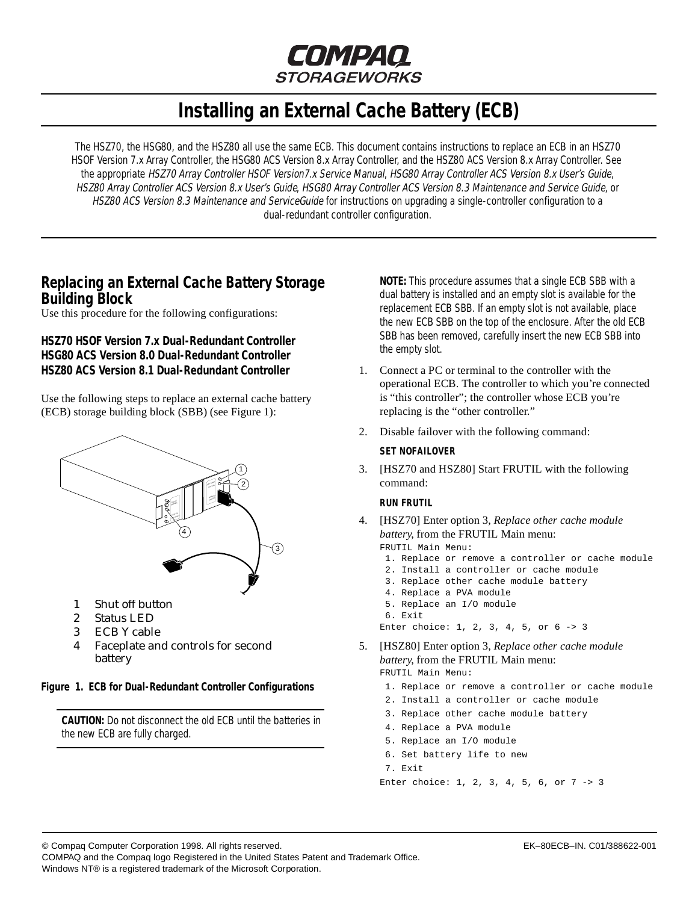# Installing an External Cache Battery (ECB)

The HSZ70, the HSG80, and the HSZ80 all use the same ECB. This document contains instructions to replace an ECB in an HSZ70 HSOF Version 7.x Array Controller, the HSG80 ACS Version 8.x Array Controller, and the HSZ80 ACS Version 8.x Array Controller. See the appropriate *HSZ70 Array Controller HSOF Version7.x Service Manual*, *HSG80 Array Controller ACS Version 8.x User's Guide*, *HSZ80 Array Controller ACS Version 8.x User's Guide*, *HSG80 Array Controller ACS Version 8.3 Maintenance and Service Guide*, or *HSZ80 ACS Version 8.3 Maintenance and ServiceGuide* for instructions on upgrading a single-controller configuration to a dual-redundant controller configuration.

## Replacing an External Cache Battery Storage Building Block

Use this procedure for the following configurations:

**HSZ70 HSOF Version 7.x Dual-Redundant Controller**
**HSG80 ACS Version 8.0 Dual-Redundant Controller**
**HSZ80 ACS Version 8.1 Dual-Redundant Controller**

Use the following steps to replace an external cache battery (ECB) storage building block (SBB) (see Figure 1):

1. Shut off button
2. Status LED
3. ECB Y cable
4. Faceplate and controls for second battery

**Figure 1. ECB for Dual-Redundant Controller Configurations**

**CAUTION:** Do not disconnect the old ECB until the batteries in the new ECB are fully charged.

**NOTE:** This procedure assumes that a single ECB SBB with a dual battery is installed and an empty slot is available for the replacement ECB SBB. If an empty slot is not available, place the new ECB SBB on the top of the enclosure. After the old ECB SBB has been removed, carefully insert the new ECB SBB into the empty slot.

1. Connect a PC or terminal to the controller with the operational ECB. The controller to which you're connected is "this controller"; the controller whose ECB you're replacing is the "other controller."
2. Disable failover with the following command:

   **SET NOFAILOVER**

3. [HSZ70 and HSZ80] Start FRUTIL with the following command:

   **RUN FRUTIL**

4. [HSZ70] Enter option 3, *Replace other cache module battery*, from the FRUTIL Main menu:

```
FRUTIL Main Menu:
 1. Replace or remove a controller or cache module
 2. Install a controller or cache module
 3. Replace other cache module battery
 4. Replace a PVA module
 5. Replace an I/O module
 6. Exit
Enter choice: 1, 2, 3, 4, 5, or 6 -> 3
```

5. [HSZ80] Enter option 3, *Replace other cache module battery*, from the FRUTIL Main menu:

```
FRUTIL Main Menu:
 1. Replace or remove a controller or cache module
 2. Install a controller or cache module
 3. Replace other cache module battery
 4. Replace a PVA module
 5. Replace an I/O module
 6. Set battery life to new
 7. Exit
Enter choice: 1, 2, 3, 4, 5, 6, or 7 -> 3
```

© Compaq Computer Corporation 1998. All rights reserved.
COMPAQ and the Compaq logo Registered in the United States Patent and Trademark Office.
Windows NT® is a registered trademark of the Microsoft Corporation.

EK–80ECB–IN. C01/388622-001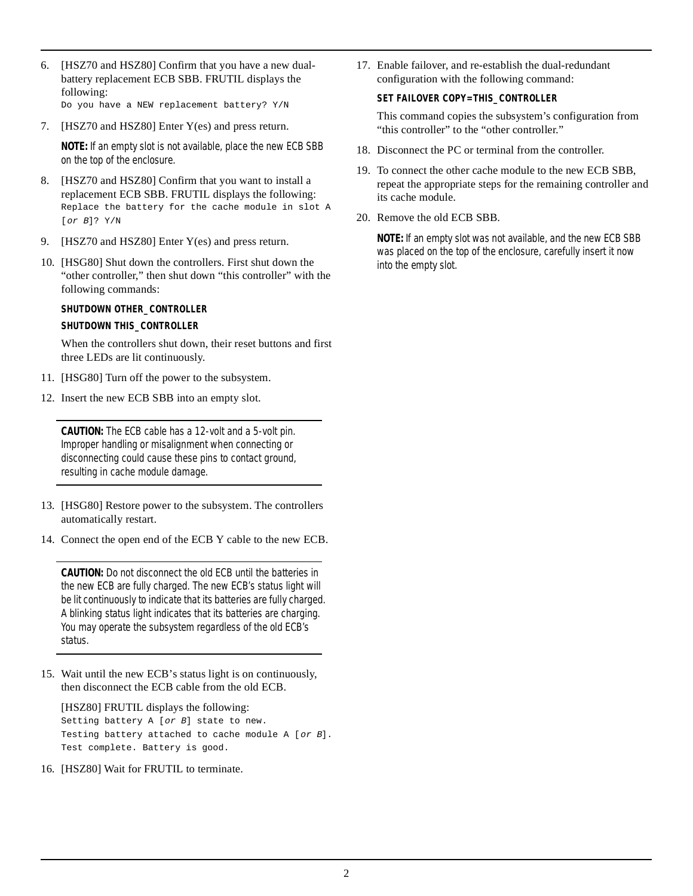6. [HSZ70 and HSZ80] Confirm that you have a new dual-battery replacement ECB SBB. FRUTIL displays the following:
   `Do you have a NEW replacement battery? Y/N`

7. [HSZ70 and HSZ80] Enter Y(es) and press return.

   **NOTE:** If an empty slot is not available, place the new ECB SBB on the top of the enclosure.

8. [HSZ70 and HSZ80] Confirm that you want to install a replacement ECB SBB. FRUTIL displays the following:
   `Replace the battery for the cache module in slot A [`*`or B`*`]? Y/N`

9. [HSZ70 and HSZ80] Enter Y(es) and press return.

10. [HSG80] Shut down the controllers. First shut down the "other controller," then shut down "this controller" with the following commands:

    **SHUTDOWN OTHER_CONTROLLER**

    **SHUTDOWN THIS_CONTROLLER**

    When the controllers shut down, their reset buttons and first three LEDs are lit continuously.

11. [HSG80] Turn off the power to the subsystem.

12. Insert the new ECB SBB into an empty slot.

    ---

    **CAUTION:** The ECB cable has a 12-volt and a 5-volt pin. Improper handling or misalignment when connecting or disconnecting could cause these pins to contact ground, resulting in cache module damage.

    ---

13. [HSG80] Restore power to the subsystem. The controllers automatically restart.

14. Connect the open end of the ECB Y cable to the new ECB.

    ---

    **CAUTION:** Do not disconnect the old ECB until the batteries in the new ECB are fully charged. The new ECB's status light will be lit continuously to indicate that its batteries are fully charged. A blinking status light indicates that its batteries are charging. You may operate the subsystem regardless of the old ECB's status.

    ---

15. Wait until the new ECB's status light is on continuously, then disconnect the ECB cable from the old ECB.

    [HSZ80] FRUTIL displays the following:
    `Setting battery A [`*`or B`*`] state to new.`
    `Testing battery attached to cache module A [`*`or B`*`].`
    `Test complete. Battery is good.`

16. [HSZ80] Wait for FRUTIL to terminate.

17. Enable failover, and re-establish the dual-redundant configuration with the following command:

    **SET FAILOVER COPY=THIS_CONTROLLER**

    This command copies the subsystem's configuration from "this controller" to the "other controller."

18. Disconnect the PC or terminal from the controller.

19. To connect the other cache module to the new ECB SBB, repeat the appropriate steps for the remaining controller and its cache module.

20. Remove the old ECB SBB.

    **NOTE:** If an empty slot was not available, and the new ECB SBB was placed on the top of the enclosure, carefully insert it now into the empty slot.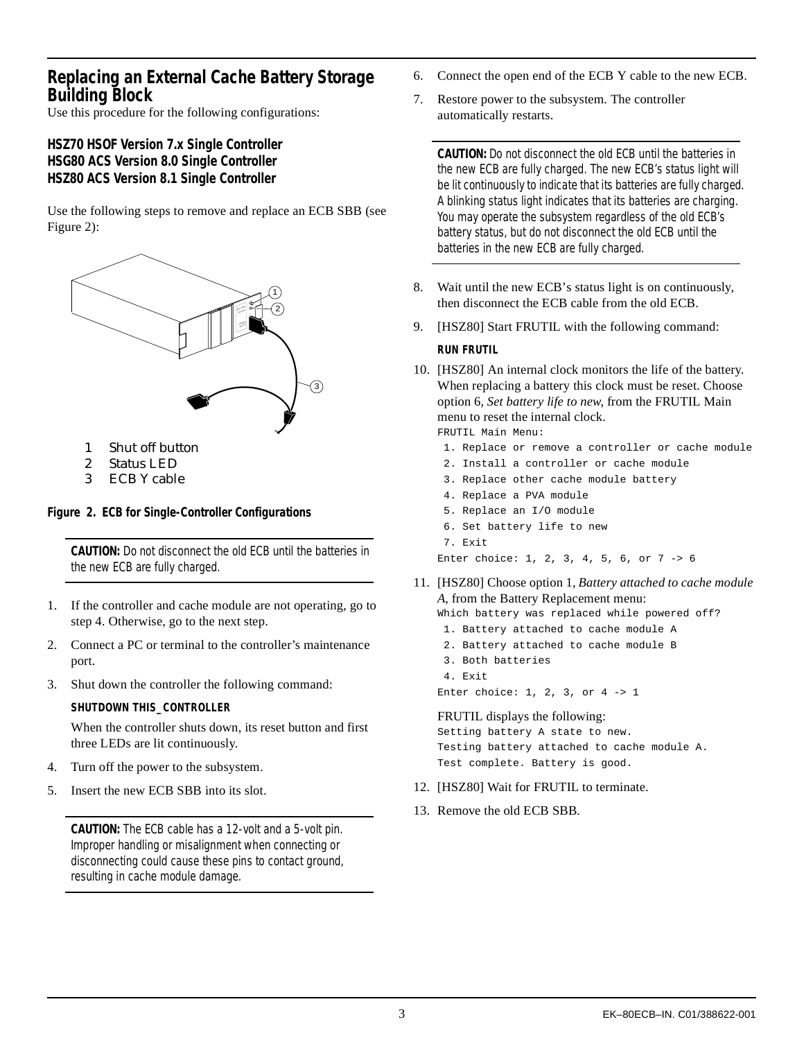## Replacing an External Cache Battery Storage Building Block

Use this procedure for the following configurations:

**HSZ70 HSOF Version 7.x Single Controller**
**HSG80 ACS Version 8.0 Single Controller**
**HSZ80 ACS Version 8.1 Single Controller**

Use the following steps to remove and replace an ECB SBB (see Figure 2):

1 Shut off button
2 Status LED
3 ECB Y cable

**Figure 2. ECB for Single-Controller Configurations**

> **CAUTION:** Do not disconnect the old ECB until the batteries in the new ECB are fully charged.

1. If the controller and cache module are not operating, go to step 4. Otherwise, go to the next step.
2. Connect a PC or terminal to the controller's maintenance port.
3. Shut down the controller the following command:

   **SHUTDOWN THIS_CONTROLLER**

   When the controller shuts down, its reset button and first three LEDs are lit continuously.
4. Turn off the power to the subsystem.
5. Insert the new ECB SBB into its slot.

> **CAUTION:** The ECB cable has a 12-volt and a 5-volt pin. Improper handling or misalignment when connecting or disconnecting could cause these pins to contact ground, resulting in cache module damage.

6. Connect the open end of the ECB Y cable to the new ECB.
7. Restore power to the subsystem. The controller automatically restarts.

> **CAUTION:** Do not disconnect the old ECB until the batteries in the new ECB are fully charged. The new ECB's status light will be lit continuously to indicate that its batteries are fully charged. A blinking status light indicates that its batteries are charging. You may operate the subsystem regardless of the old ECB's battery status, but do not disconnect the old ECB until the batteries in the new ECB are fully charged.

8. Wait until the new ECB's status light is on continuously, then disconnect the ECB cable from the old ECB.
9. [HSZ80] Start FRUTIL with the following command:

   **RUN FRUTIL**
10. [HSZ80] An internal clock monitors the life of the battery. When replacing a battery this clock must be reset. Choose option 6, *Set battery life to new*, from the FRUTIL Main menu to reset the internal clock.

```
FRUTIL Main Menu:
 1. Replace or remove a controller or cache module
 2. Install a controller or cache module
 3. Replace other cache module battery
 4. Replace a PVA module
 5. Replace an I/O module
 6. Set battery life to new
 7. Exit
Enter choice: 1, 2, 3, 4, 5, 6, or 7 -> 6
```

11. [HSZ80] Choose option 1, *Battery attached to cache module A*, from the Battery Replacement menu:

```
Which battery was replaced while powered off?
 1. Battery attached to cache module A
 2. Battery attached to cache module B
 3. Both batteries
 4. Exit
Enter choice: 1, 2, 3, or 4 -> 1
```

   FRUTIL displays the following:

```
Setting battery A state to new.
Testing battery attached to cache module A.
Test complete. Battery is good.
```

12. [HSZ80] Wait for FRUTIL to terminate.
13. Remove the old ECB SBB.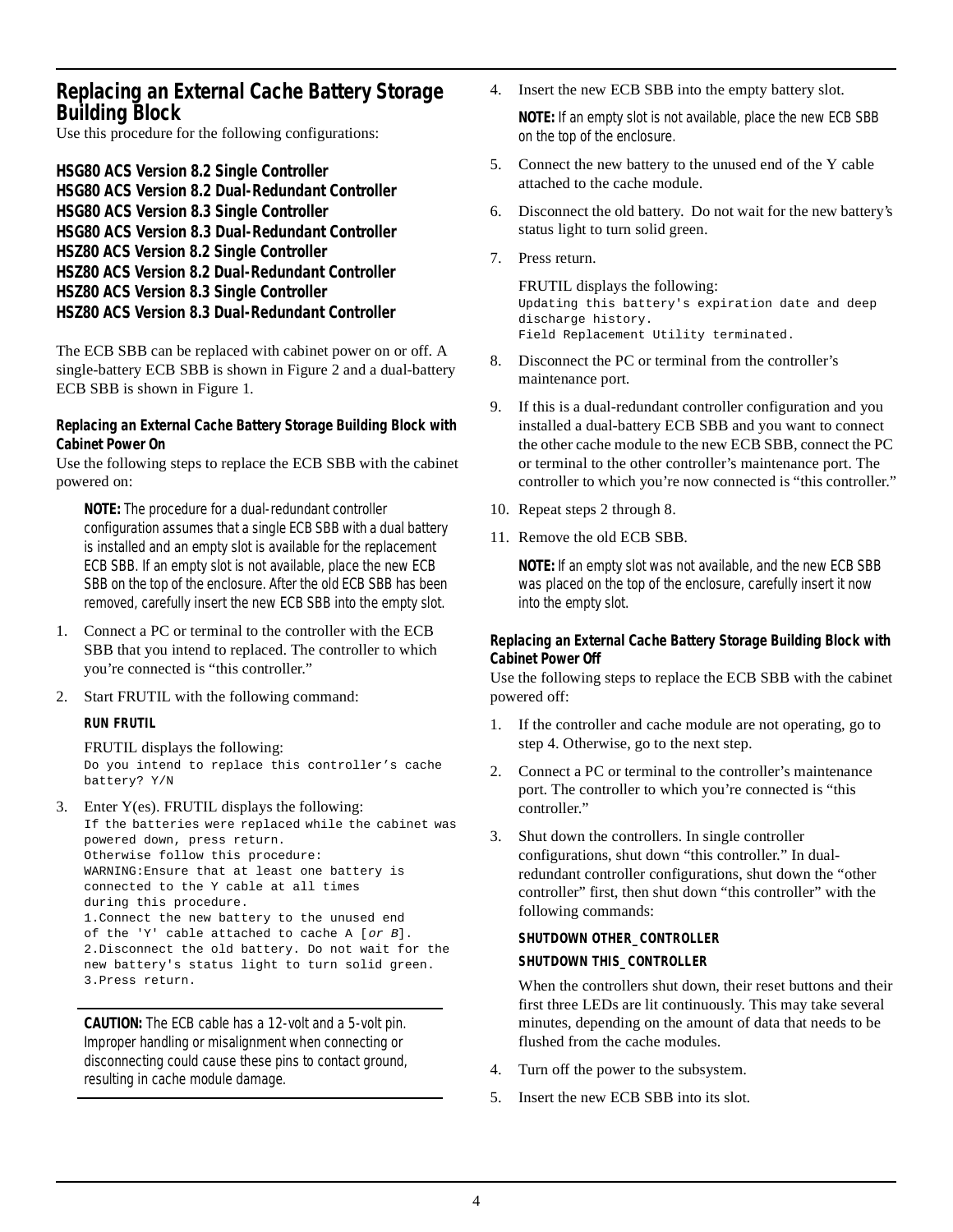## Replacing an External Cache Battery Storage Building Block

Use this procedure for the following configurations:

**HSG80 ACS Version 8.2 Single Controller**
**HSG80 ACS Version 8.2 Dual-Redundant Controller**
**HSG80 ACS Version 8.3 Single Controller**
**HSG80 ACS Version 8.3 Dual-Redundant Controller**
**HSZ80 ACS Version 8.2 Single Controller**
**HSZ80 ACS Version 8.2 Dual-Redundant Controller**
**HSZ80 ACS Version 8.3 Single Controller**
**HSZ80 ACS Version 8.3 Dual-Redundant Controller**

The ECB SBB can be replaced with cabinet power on or off. A single-battery ECB SBB is shown in Figure 2 and a dual-battery ECB SBB is shown in Figure 1.

### Replacing an External Cache Battery Storage Building Block with Cabinet Power On

Use the following steps to replace the ECB SBB with the cabinet powered on:

> **NOTE:** The procedure for a dual-redundant controller configuration assumes that a single ECB SBB with a dual battery is installed and an empty slot is available for the replacement ECB SBB. If an empty slot is not available, place the new ECB SBB on the top of the enclosure. After the old ECB SBB has been removed, carefully insert the new ECB SBB into the empty slot.

1. Connect a PC or terminal to the controller with the ECB SBB that you intend to replaced. The controller to which you're connected is "this controller."
2. Start FRUTIL with the following command:

   **RUN FRUTIL**

   FRUTIL displays the following:
   ```
   Do you intend to replace this controller's cache
   battery? Y/N
   ```
3. Enter Y(es). FRUTIL displays the following:
   ```
   If the batteries were replaced while the cabinet was
   powered down, press return.
   Otherwise follow this procedure:
   WARNING:Ensure that at least one battery is
   connected to the Y cable at all times
   during this procedure.
   1.Connect the new battery to the unused end
   of the 'Y' cable attached to cache A [or B].
   2.Disconnect the old battery. Do not wait for the
   new battery's status light to turn solid green.
   3.Press return.
   ```

> **CAUTION:** The ECB cable has a 12-volt and a 5-volt pin. Improper handling or misalignment when connecting or disconnecting could cause these pins to contact ground, resulting in cache module damage.

4. Insert the new ECB SBB into the empty battery slot.

   **NOTE:** If an empty slot is not available, place the new ECB SBB on the top of the enclosure.
5. Connect the new battery to the unused end of the Y cable attached to the cache module.
6. Disconnect the old battery. Do not wait for the new battery's status light to turn solid green.
7. Press return.

   FRUTIL displays the following:
   ```
   Updating this battery's expiration date and deep
   discharge history.
   Field Replacement Utility terminated.
   ```
8. Disconnect the PC or terminal from the controller's maintenance port.
9. If this is a dual-redundant controller configuration and you installed a dual-battery ECB SBB and you want to connect the other cache module to the new ECB SBB, connect the PC or terminal to the other controller's maintenance port. The controller to which you're now connected is "this controller."
10. Repeat steps 2 through 8.
11. Remove the old ECB SBB.

    **NOTE:** If an empty slot was not available, and the new ECB SBB was placed on the top of the enclosure, carefully insert it now into the empty slot.

### Replacing an External Cache Battery Storage Building Block with Cabinet Power Off

Use the following steps to replace the ECB SBB with the cabinet powered off:

1. If the controller and cache module are not operating, go to step 4. Otherwise, go to the next step.
2. Connect a PC or terminal to the controller's maintenance port. The controller to which you're connected is "this controller."
3. Shut down the controllers. In single controller configurations, shut down "this controller." In dual-redundant controller configurations, shut down the "other controller" first, then shut down "this controller" with the following commands:

   **SHUTDOWN OTHER_CONTROLLER**

   **SHUTDOWN THIS_CONTROLLER**

   When the controllers shut down, their reset buttons and their first three LEDs are lit continuously. This may take several minutes, depending on the amount of data that needs to be flushed from the cache modules.
4. Turn off the power to the subsystem.
5. Insert the new ECB SBB into its slot.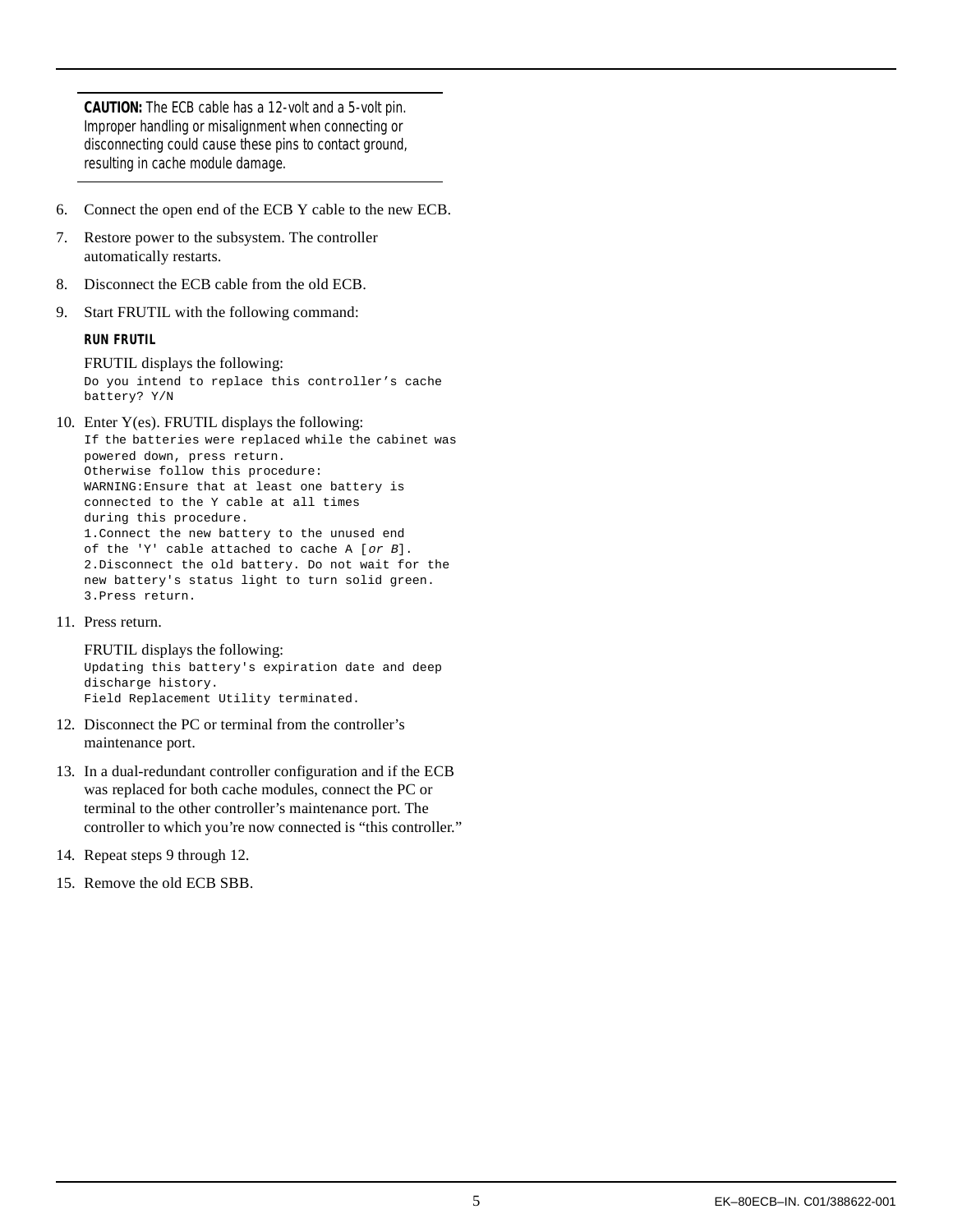**CAUTION:** *The ECB cable has a 12-volt and a 5-volt pin. Improper handling or misalignment when connecting or disconnecting could cause these pins to contact ground, resulting in cache module damage.*

6. Connect the open end of the ECB Y cable to the new ECB.
7. Restore power to the subsystem. The controller automatically restarts.
8. Disconnect the ECB cable from the old ECB.
9. Start FRUTIL with the following command:

   **RUN FRUTIL**

   FRUTIL displays the following:
   ```
   Do you intend to replace this controller’s cache
   battery? Y/N
   ```
10. Enter Y(es). FRUTIL displays the following:
    ```
    If the batteries were replaced while the cabinet was
    powered down, press return.
    Otherwise follow this procedure:
    WARNING:Ensure that at least one battery is
    connected to the Y cable at all times
    during this procedure.
    1.Connect the new battery to the unused end
    of the 'Y' cable attached to cache A [or B].
    2.Disconnect the old battery. Do not wait for the
    new battery's status light to turn solid green.
    3.Press return.
    ```
11. Press return.

    FRUTIL displays the following:
    ```
    Updating this battery's expiration date and deep
    discharge history.
    Field Replacement Utility terminated.
    ```
12. Disconnect the PC or terminal from the controller’s maintenance port.
13. In a dual-redundant controller configuration and if the ECB was replaced for both cache modules, connect the PC or terminal to the other controller’s maintenance port. The controller to which you’re now connected is “this controller.”
14. Repeat steps 9 through 12.
15. Remove the old ECB SBB.

EK–80ECB–IN. C01/388622-001